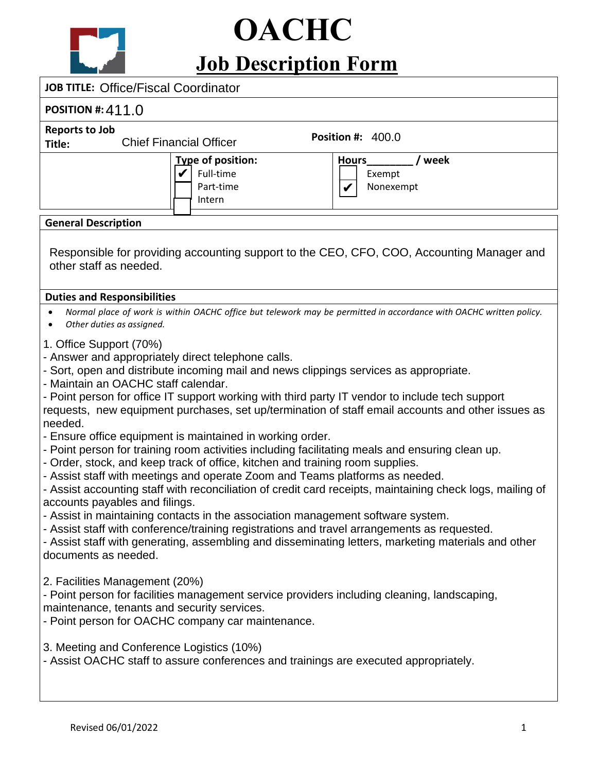# OACHC

## Job Description Form

**JOB TITLE:** Office/Fiscal Coordinator

**POSITION #:** 411.0

**Reports to Job Title:** Chief Financial Officer | **Position #:** 400.0

| | | |
|---|---|---|
| | **Type of position:** | **Hours________ / week** |
| | ☑ Full-time | ☐ Exempt |
| | ☐ Part-time | ☑ Nonexempt |
| | ☐ Intern | |

**General Description**

Responsible for providing accounting support to the CEO, CFO, COO, Accounting Manager and other staff as needed.

**Duties and Responsibilities**

- *Normal place of work is within OACHC office but telework may be permitted in accordance with OACHC written policy.*
- *Other duties as assigned.*

1. Office Support (70%)
- Answer and appropriately direct telephone calls.
- Sort, open and distribute incoming mail and news clippings services as appropriate.
- Maintain an OACHC staff calendar.
- Point person for office IT support working with third party IT vendor to include tech support requests, new equipment purchases, set up/termination of staff email accounts and other issues as needed.
- Ensure office equipment is maintained in working order.
- Point person for training room activities including facilitating meals and ensuring clean up.
- Order, stock, and keep track of office, kitchen and training room supplies.
- Assist staff with meetings and operate Zoom and Teams platforms as needed.
- Assist accounting staff with reconciliation of credit card receipts, maintaining check logs, mailing of accounts payables and filings.
- Assist in maintaining contacts in the association management software system.
- Assist staff with conference/training registrations and travel arrangements as requested.
- Assist staff with generating, assembling and disseminating letters, marketing materials and other documents as needed.

2. Facilities Management (20%)
- Point person for facilities management service providers including cleaning, landscaping, maintenance, tenants and security services.
- Point person for OACHC company car maintenance.

3. Meeting and Conference Logistics (10%)
- Assist OACHC staff to assure conferences and trainings are executed appropriately.

Revised 06/01/2022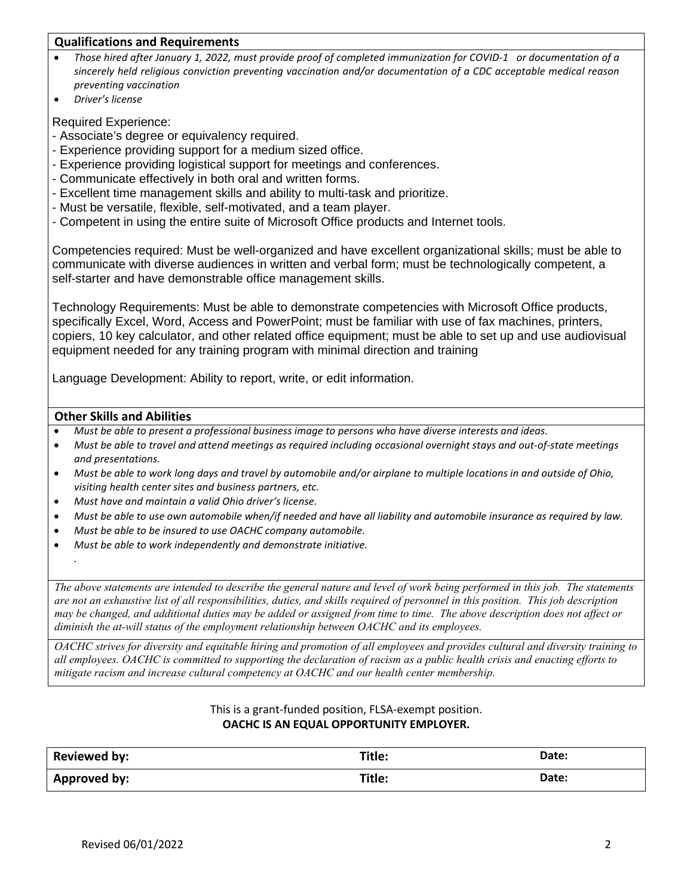## Qualifications and Requirements

- *Those hired after January 1, 2022, must provide proof of completed immunization for COVID-1 or documentation of a sincerely held religious conviction preventing vaccination and/or documentation of a CDC acceptable medical reason preventing vaccination*
- *Driver's license*

Required Experience:
- Associate's degree or equivalency required.
- Experience providing support for a medium sized office.
- Experience providing logistical support for meetings and conferences.
- Communicate effectively in both oral and written forms.
- Excellent time management skills and ability to multi-task and prioritize.
- Must be versatile, flexible, self-motivated, and a team player.
- Competent in using the entire suite of Microsoft Office products and Internet tools.

Competencies required: Must be well-organized and have excellent organizational skills; must be able to communicate with diverse audiences in written and verbal form; must be technologically competent, a self-starter and have demonstrable office management skills.

Technology Requirements: Must be able to demonstrate competencies with Microsoft Office products, specifically Excel, Word, Access and PowerPoint; must be familiar with use of fax machines, printers, copiers, 10 key calculator, and other related office equipment; must be able to set up and use audiovisual equipment needed for any training program with minimal direction and training

Language Development: Ability to report, write, or edit information.

## Other Skills and Abilities

- *Must be able to present a professional business image to persons who have diverse interests and ideas.*
- *Must be able to travel and attend meetings as required including occasional overnight stays and out-of-state meetings and presentations.*
- *Must be able to work long days and travel by automobile and/or airplane to multiple locations in and outside of Ohio, visiting health center sites and business partners, etc.*
- *Must have and maintain a valid Ohio driver's license.*
- *Must be able to use own automobile when/if needed and have all liability and automobile insurance as required by law.*
- *Must be able to be insured to use OACHC company automobile.*
- *Must be able to work independently and demonstrate initiative.*

*The above statements are intended to describe the general nature and level of work being performed in this job. The statements are not an exhaustive list of all responsibilities, duties, and skills required of personnel in this position. This job description may be changed, and additional duties may be added or assigned from time to time. The above description does not affect or diminish the at-will status of the employment relationship between OACHC and its employees.*

*OACHC strives for diversity and equitable hiring and promotion of all employees and provides cultural and diversity training to all employees. OACHC is committed to supporting the declaration of racism as a public health crisis and enacting efforts to mitigate racism and increase cultural competency at OACHC and our health center membership.*

This is a grant-funded position, FLSA-exempt position.

**OACHC IS AN EQUAL OPPORTUNITY EMPLOYER.**

| | | |
|---|---|---|
| **Reviewed by:** | **Title:** | **Date:** |
| **Approved by:** | **Title:** | **Date:** |

Revised 06/01/2022